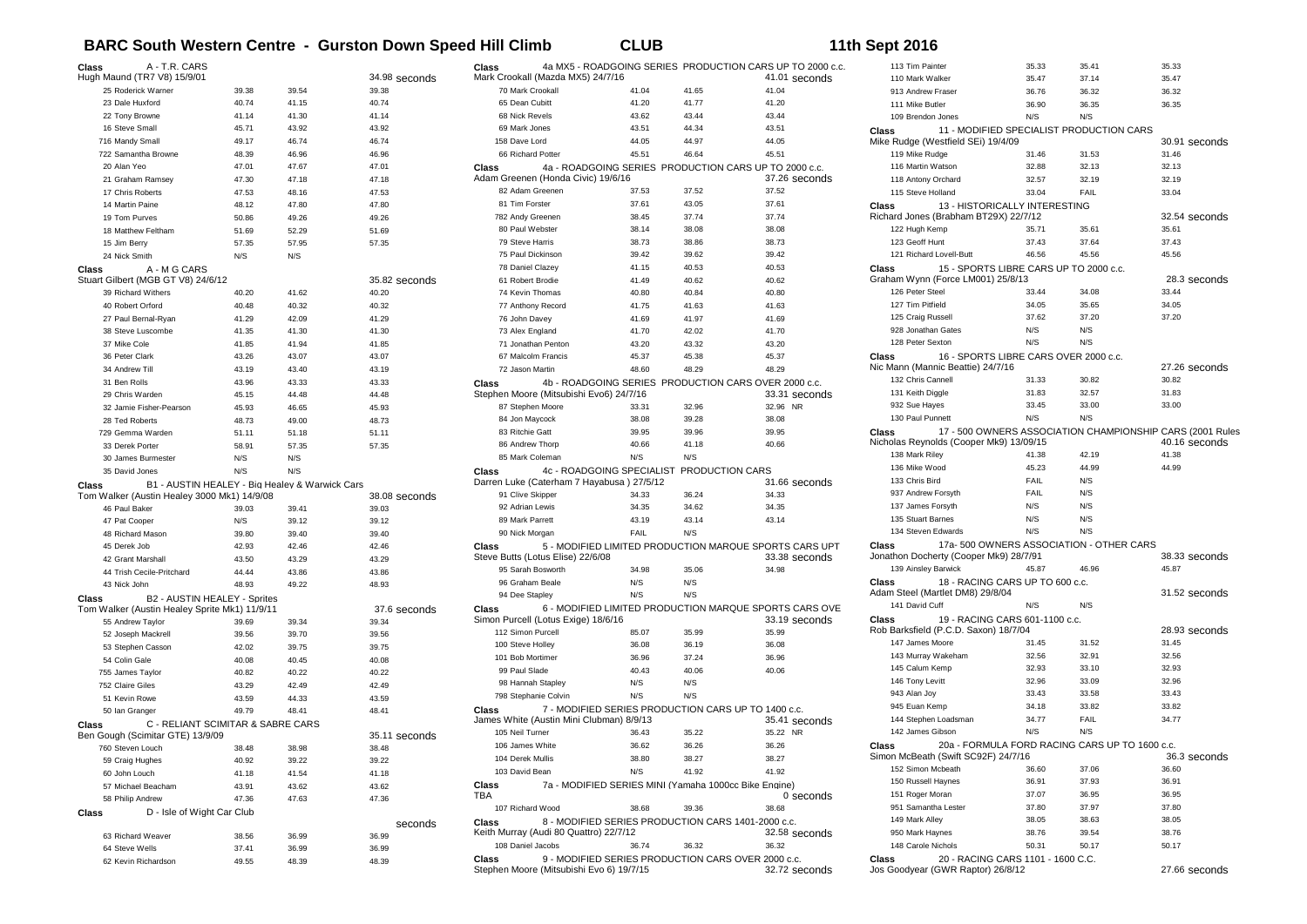# BARC South Western Centre - Gurston Down Speed Hill Climb CLUB 11th Sept 2016

**Class A - T.R. CARS**
Hugh Maund (TR7 V8) 15/9/01 — 34.98 seconds

| Driver | Run 1 | Run 2 | Best |
|---|---|---|---|
| 25 Roderick Warner | 39.38 | 39.54 | 39.38 |
| 23 Dale Huxford | 40.74 | 41.15 | 40.74 |
| 22 Tony Browne | 41.14 | 41.30 | 41.14 |
| 16 Steve Small | 45.71 | 43.92 | 43.92 |
| 716 Mandy Small | 49.17 | 46.74 | 46.74 |
| 722 Samantha Browne | 48.39 | 46.96 | 46.96 |
| 20 Alan Yeo | 47.01 | 47.67 | 47.01 |
| 21 Graham Ramsey | 47.30 | 47.18 | 47.18 |
| 17 Chris Roberts | 47.53 | 48.16 | 47.53 |
| 14 Martin Paine | 48.12 | 47.80 | 47.80 |
| 19 Tom Purves | 50.86 | 49.26 | 49.26 |
| 18 Matthew Feltham | 51.69 | 52.29 | 51.69 |
| 15 Jim Berry | 57.35 | 57.95 | 57.35 |
| 24 Nick Smith | N/S | N/S | |

**Class A - M G CARS**
Stuart Gilbert (MGB GT V8) 24/6/12 — 35.82 seconds

| Driver | Run 1 | Run 2 | Best |
|---|---|---|---|
| 39 Richard Withers | 40.20 | 41.62 | 40.20 |
| 40 Robert Orford | 40.48 | 40.32 | 40.32 |
| 27 Paul Bernal-Ryan | 41.29 | 42.09 | 41.29 |
| 38 Steve Luscombe | 41.35 | 41.30 | 41.30 |
| 37 Mike Cole | 41.85 | 41.94 | 41.85 |
| 36 Peter Clark | 43.26 | 43.07 | 43.07 |
| 34 Andrew Till | 43.19 | 43.40 | 43.19 |
| 31 Ben Rolls | 43.96 | 43.33 | 43.33 |
| 29 Chris Warden | 45.15 | 44.48 | 44.48 |
| 32 Jamie Fisher-Pearson | 45.93 | 46.65 | 45.93 |
| 28 Ted Roberts | 48.73 | 49.00 | 48.73 |
| 729 Gemma Warden | 51.11 | 51.18 | 51.11 |
| 33 Derek Porter | 58.91 | 57.35 | 57.35 |
| 30 James Burmester | N/S | N/S | |
| 35 David Jones | N/S | N/S | |

**Class B1 - AUSTIN HEALEY - Big Healey & Warwick Cars**
Tom Walker (Austin Healey 3000 Mk1) 14/9/08 — 38.08 seconds

| Driver | Run 1 | Run 2 | Best |
|---|---|---|---|
| 46 Paul Baker | 39.03 | 39.41 | 39.03 |
| 47 Pat Cooper | N/S | 39.12 | 39.12 |
| 48 Richard Mason | 39.80 | 39.40 | 39.40 |
| 45 Derek Job | 42.93 | 42.46 | 42.46 |
| 42 Grant Marshall | 43.50 | 43.29 | 43.29 |
| 44 Trish Cecile-Pritchard | 44.44 | 43.86 | 43.86 |
| 43 Nick John | 48.93 | 49.22 | 48.93 |

**Class B2 - AUSTIN HEALEY - Sprites**
Tom Walker (Austin Healey Sprite Mk1) 11/9/11 — 37.6 seconds

| Driver | Run 1 | Run 2 | Best |
|---|---|---|---|
| 55 Andrew Taylor | 39.69 | 39.34 | 39.34 |
| 52 Joseph Mackrell | 39.56 | 39.70 | 39.56 |
| 53 Stephen Casson | 42.02 | 39.75 | 39.75 |
| 54 Colin Gale | 40.08 | 40.45 | 40.08 |
| 755 James Taylor | 40.82 | 40.22 | 40.22 |
| 752 Claire Giles | 43.29 | 42.49 | 42.49 |
| 51 Kevin Rowe | 43.59 | 44.33 | 43.59 |
| 50 Ian Granger | 49.79 | 48.41 | 48.41 |

**Class C - RELIANT SCIMITAR & SABRE CARS**
Ben Gough (Scimitar GTE) 13/9/09 — 35.11 seconds

| Driver | Run 1 | Run 2 | Best |
|---|---|---|---|
| 760 Steven Louch | 38.48 | 38.98 | 38.48 |
| 59 Craig Hughes | 40.92 | 39.22 | 39.22 |
| 60 John Louch | 41.18 | 41.54 | 41.18 |
| 57 Michael Beacham | 43.91 | 43.62 | 43.62 |
| 58 Philip Andrew | 47.36 | 47.63 | 47.36 |

**Class D - Isle of Wight Car Club** — seconds

| Driver | Run 1 | Run 2 | Best |
|---|---|---|---|
| 63 Richard Weaver | 38.56 | 36.99 | 36.99 |
| 64 Steve Wells | 37.41 | 36.99 | 36.99 |
| 62 Kevin Richardson | 49.55 | 48.39 | 48.39 |

**Class 4a MX5 - ROADGOING SERIES PRODUCTION CARS UP TO 2000 c.c.**
Mark Crookall (Mazda MX5) 24/7/16 — 41.01 seconds

| Driver | Run 1 | Run 2 | Best |
|---|---|---|---|
| 70 Mark Crookall | 41.04 | 41.65 | 41.04 |
| 65 Dean Cubitt | 41.20 | 41.77 | 41.20 |
| 68 Nick Revels | 43.62 | 43.44 | 43.44 |
| 69 Mark Jones | 43.51 | 44.34 | 43.51 |
| 158 Dave Lord | 44.05 | 44.97 | 44.05 |
| 66 Richard Potter | 45.51 | 46.64 | 45.51 |

**Class 4a - ROADGOING SERIES PRODUCTION CARS UP TO 2000 c.c.**
Adam Greenen (Honda Civic) 19/6/16 — 37.26 seconds

| Driver | Run 1 | Run 2 | Best |
|---|---|---|---|
| 82 Adam Greenen | 37.53 | 37.52 | 37.52 |
| 81 Tim Forster | 37.61 | 43.05 | 37.61 |
| 782 Andy Greenen | 38.45 | 37.74 | 37.74 |
| 80 Paul Webster | 38.14 | 38.08 | 38.08 |
| 79 Steve Harris | 38.73 | 38.86 | 38.73 |
| 75 Paul Dickinson | 39.42 | 39.62 | 39.42 |
| 78 Daniel Clazey | 41.15 | 40.53 | 40.53 |
| 61 Robert Brodie | 41.49 | 40.62 | 40.62 |
| 74 Kevin Thomas | 40.80 | 40.84 | 40.80 |
| 77 Anthony Record | 41.75 | 41.63 | 41.63 |
| 76 John Davey | 41.69 | 41.97 | 41.69 |
| 73 Alex England | 41.70 | 42.02 | 41.70 |
| 71 Jonathan Penton | 43.20 | 43.32 | 43.20 |
| 67 Malcolm Francis | 45.37 | 45.38 | 45.37 |
| 72 Jason Martin | 48.60 | 48.29 | 48.29 |

**Class 4b - ROADGOING SERIES PRODUCTION CARS OVER 2000 c.c.**
Stephen Moore (Mitsubishi Evo6) 24/7/16 — 33.31 seconds

| Driver | Run 1 | Run 2 | Best |
|---|---|---|---|
| 87 Stephen Moore | 33.31 | 32.96 | 32.96 NR |
| 84 Jon Maycock | 38.08 | 39.28 | 38.08 |
| 83 Ritchie Gatt | 39.95 | 39.96 | 39.95 |
| 86 Andrew Thorp | 40.66 | 41.18 | 40.66 |
| 85 Mark Coleman | N/S | N/S | |

**Class 4c - ROADGOING SPECIALIST PRODUCTION CARS**
Darren Luke (Caterham 7 Hayabusa ) 27/5/12 — 31.66 seconds

| Driver | Run 1 | Run 2 | Best |
|---|---|---|---|
| 91 Clive Skipper | 34.33 | 36.24 | 34.33 |
| 92 Adrian Lewis | 34.35 | 34.62 | 34.35 |
| 89 Mark Parrett | 43.19 | 43.14 | 43.14 |
| 90 Nick Morgan | FAIL | N/S | |

**Class 5 - MODIFIED LIMITED PRODUCTION MARQUE SPORTS CARS UPT**
Steve Butts (Lotus Elise) 22/6/08 — 33.38 seconds

| Driver | Run 1 | Run 2 | Best |
|---|---|---|---|
| 95 Sarah Bosworth | 34.98 | 35.06 | 34.98 |
| 96 Graham Beale | N/S | N/S | |
| 94 Dee Stapley | N/S | N/S | |

**Class 6 - MODIFIED LIMITED PRODUCTION MARQUE SPORTS CARS OVE**
Simon Purcell (Lotus Exige) 18/6/16 — 33.19 seconds

| Driver | Run 1 | Run 2 | Best |
|---|---|---|---|
| 112 Simon Purcell | 85.07 | 35.99 | 35.99 |
| 100 Steve Holley | 36.08 | 36.19 | 36.08 |
| 101 Bob Mortimer | 36.96 | 37.24 | 36.96 |
| 99 Paul Slade | 40.43 | 40.06 | 40.06 |
| 98 Hannah Stapley | N/S | N/S | |
| 798 Stephanie Colvin | N/S | N/S | |

**Class 7 - MODIFIED SERIES PRODUCTION CARS UP TO 1400 c.c.**
James White (Austin Mini Clubman) 8/9/13 — 35.41 seconds

| Driver | Run 1 | Run 2 | Best |
|---|---|---|---|
| 105 Neil Turner | 36.43 | 35.22 | 35.22 NR |
| 106 James White | 36.62 | 36.26 | 36.26 |
| 104 Derek Mullis | 38.80 | 38.27 | 38.27 |
| 103 David Bean | N/S | 41.92 | 41.92 |

**Class 7a - MODIFIED SERIES MINI (Yamaha 1000cc Bike Engine)**
TBA — 0 seconds

| Driver | Run 1 | Run 2 | Best |
|---|---|---|---|
| 107 Richard Wood | 38.68 | 39.36 | 38.68 |

**Class 8 - MODIFIED SERIES PRODUCTION CARS 1401-2000 c.c.**
Keith Murray (Audi 80 Quattro) 22/7/12 — 32.58 seconds

| Driver | Run 1 | Run 2 | Best |
|---|---|---|---|
| 108 Daniel Jacobs | 36.74 | 36.32 | 36.32 |

**Class 9 - MODIFIED SERIES PRODUCTION CARS OVER 2000 c.c.**
Stephen Moore (Mitsubishi Evo 6) 19/7/15 — 32.72 seconds

| Driver | Run 1 | Run 2 | Best |
|---|---|---|---|
| 113 Tim Painter | 35.33 | 35.41 | 35.33 |
| 110 Mark Walker | 35.47 | 37.14 | 35.47 |
| 913 Andrew Fraser | 36.76 | 36.32 | 36.32 |
| 111 Mike Butler | 36.90 | 36.35 | 36.35 |
| 109 Brendon Jones | N/S | N/S | |

**Class 11 - MODIFIED SPECIALIST PRODUCTION CARS**
Mike Rudge (Westfield SEi) 19/4/09 — 30.91 seconds

| Driver | Run 1 | Run 2 | Best |
|---|---|---|---|
| 119 Mike Rudge | 31.46 | 31.53 | 31.46 |
| 116 Martin Watson | 32.88 | 32.13 | 32.13 |
| 118 Antony Orchard | 32.57 | 32.19 | 32.19 |
| 115 Steve Holland | 33.04 | FAIL | 33.04 |

**Class 13 - HISTORICALLY INTERESTING**
Richard Jones (Brabham BT29X) 22/7/12 — 32.54 seconds

| Driver | Run 1 | Run 2 | Best |
|---|---|---|---|
| 122 Hugh Kemp | 35.71 | 35.61 | 35.61 |
| 123 Geoff Hunt | 37.43 | 37.64 | 37.43 |
| 121 Richard Lovell-Butt | 46.56 | 45.56 | 45.56 |

**Class 15 - SPORTS LIBRE CARS UP TO 2000 c.c.**
Graham Wynn (Force LM001) 25/8/13 — 28.3 seconds

| Driver | Run 1 | Run 2 | Best |
|---|---|---|---|
| 126 Peter Steel | 33.44 | 34.08 | 33.44 |
| 127 Tim Pitfield | 34.05 | 35.65 | 34.05 |
| 125 Craig Russell | 37.62 | 37.20 | 37.20 |
| 928 Jonathan Gates | N/S | N/S | |
| 128 Peter Sexton | N/S | N/S | |

**Class 16 - SPORTS LIBRE CARS OVER 2000 c.c.**
Nic Mann (Mannic Beattie) 24/7/16 — 27.26 seconds

| Driver | Run 1 | Run 2 | Best |
|---|---|---|---|
| 132 Chris Cannell | 31.33 | 30.82 | 30.82 |
| 131 Keith Diggle | 31.83 | 32.57 | 31.83 |
| 932 Sue Hayes | 33.45 | 33.00 | 33.00 |
| 130 Paul Punnett | N/S | N/S | |

**Class 17 - 500 OWNERS ASSOCIATION CHAMPIONSHIP CARS (2001 Rules**
Nicholas Reynolds (Cooper Mk9) 13/09/15 — 40.16 seconds

| Driver | Run 1 | Run 2 | Best |
|---|---|---|---|
| 138 Mark Riley | 41.38 | 42.19 | 41.38 |
| 136 Mike Wood | 45.23 | 44.99 | 44.99 |
| 133 Chris Bird | FAIL | N/S | |
| 937 Andrew Forsyth | FAIL | N/S | |
| 137 James Forsyth | N/S | N/S | |
| 135 Stuart Barnes | N/S | N/S | |
| 134 Steven Edwards | N/S | N/S | |

**Class 17a- 500 OWNERS ASSOCIATION - OTHER CARS**
Jonathon Docherty (Cooper Mk9) 28/7/91 — 38.33 seconds

| Driver | Run 1 | Run 2 | Best |
|---|---|---|---|
| 139 Ainsley Barwick | 45.87 | 46.96 | 45.87 |

**Class 18 - RACING CARS UP TO 600 c.c.**
Adam Steel (Martlet DM8) 29/8/04 — 31.52 seconds

| Driver | Run 1 | Run 2 | Best |
|---|---|---|---|
| 141 David Cuff | N/S | N/S | |

**Class 19 - RACING CARS 601-1100 c.c.**
Rob Barksfield (P.C.D. Saxon) 18/7/04 — 28.93 seconds

| Driver | Run 1 | Run 2 | Best |
|---|---|---|---|
| 147 James Moore | 31.45 | 31.52 | 31.45 |
| 143 Murray Wakeham | 32.56 | 32.91 | 32.56 |
| 145 Calum Kemp | 32.93 | 33.10 | 32.93 |
| 146 Tony Levitt | 32.96 | 33.09 | 32.96 |
| 943 Alan Joy | 33.43 | 33.58 | 33.43 |
| 945 Euan Kemp | 34.18 | 33.82 | 33.82 |
| 144 Stephen Loadsman | 34.77 | FAIL | 34.77 |
| 142 James Gibson | N/S | N/S | |

**Class 20a - FORMULA FORD RACING CARS UP TO 1600 c.c.**
Simon McBeath (Swift SC92F) 24/7/16 — 36.3 seconds

| Driver | Run 1 | Run 2 | Best |
|---|---|---|---|
| 152 Simon Mcbeath | 36.60 | 37.06 | 36.60 |
| 150 Russell Haynes | 36.91 | 37.93 | 36.91 |
| 151 Roger Moran | 37.07 | 36.95 | 36.95 |
| 951 Samantha Lester | 37.80 | 37.97 | 37.80 |
| 149 Mark Alley | 38.05 | 38.63 | 38.05 |
| 950 Mark Haynes | 38.76 | 39.54 | 38.76 |
| 148 Carole Nichols | 50.31 | 50.17 | 50.17 |

**Class 20 - RACING CARS 1101 - 1600 C.C.**
Jos Goodyear (GWR Raptor) 26/8/12 — 27.66 seconds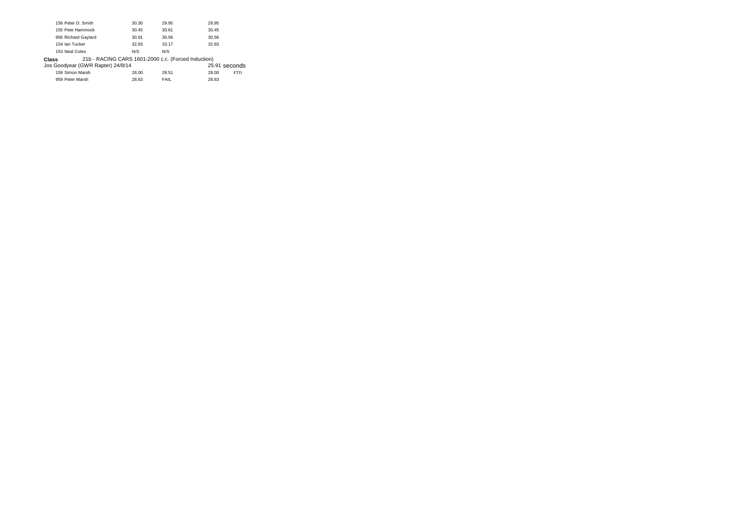| | | | | |
|---|---|---|---|---|
| 156 Peter D. Smith | 30.30 | 29.95 | 29.95 | |
| 155 Pete Hammock | 30.45 | 30.61 | 30.45 | |
| 956 Richard Gaylard | 30.91 | 30.56 | 30.56 | |
| 154 Ian Tucker | 32.83 | 33.17 | 32.83 | |
| 153 Neal Coles | N/S | N/S | | |

**Class** 21b - RACING CARS 1601-2000 c.c. (Forced Induction)

Jos Goodyear (GWR Rapter) 24/8/14 25.91 seconds

| | | | | |
|---|---|---|---|---|
| 159 Simon Marsh | 28.00 | 28.51 | 28.00 | FTD |
| 959 Peter Marsh | 28.63 | FAIL | 28.63 | |